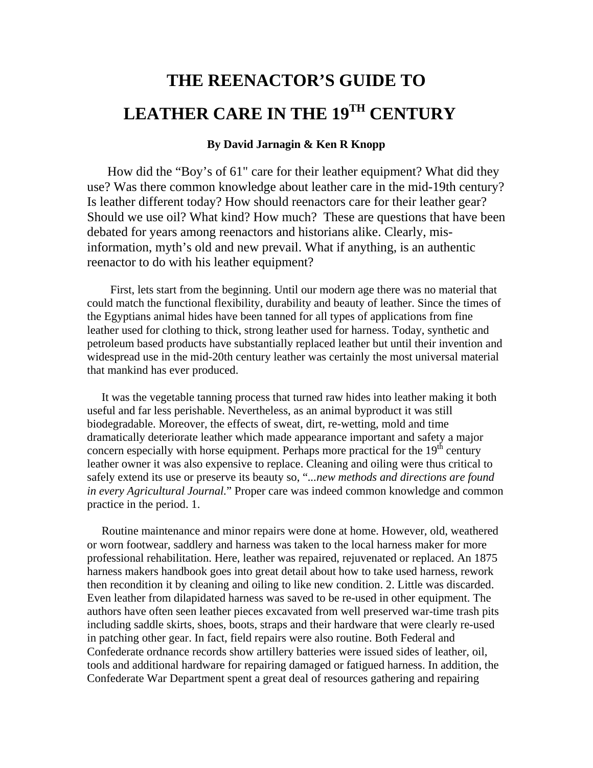# THE REENACTOR'S GUIDE TO LEATHER CARE IN THE 19TH CENTURY

**By David Jarnagin & Ken R Knopp**

How did the "Boy's of 61" care for their leather equipment? What did they use? Was there common knowledge about leather care in the mid-19th century? Is leather different today? How should reenactors care for their leather gear? Should we use oil? What kind? How much? These are questions that have been debated for years among reenactors and historians alike. Clearly, mis-information, myth's old and new prevail. What if anything, is an authentic reenactor to do with his leather equipment?

First, lets start from the beginning. Until our modern age there was no material that could match the functional flexibility, durability and beauty of leather. Since the times of the Egyptians animal hides have been tanned for all types of applications from fine leather used for clothing to thick, strong leather used for harness. Today, synthetic and petroleum based products have substantially replaced leather but until their invention and widespread use in the mid-20th century leather was certainly the most universal material that mankind has ever produced.

It was the vegetable tanning process that turned raw hides into leather making it both useful and far less perishable. Nevertheless, as an animal byproduct it was still biodegradable. Moreover, the effects of sweat, dirt, re-wetting, mold and time dramatically deteriorate leather which made appearance important and safety a major concern especially with horse equipment. Perhaps more practical for the 19th century leather owner it was also expensive to replace. Cleaning and oiling were thus critical to safely extend its use or preserve its beauty so, "*...new methods and directions are found in every Agricultural Journal.*" Proper care was indeed common knowledge and common practice in the period. 1.

Routine maintenance and minor repairs were done at home. However, old, weathered or worn footwear, saddlery and harness was taken to the local harness maker for more professional rehabilitation. Here, leather was repaired, rejuvenated or replaced. An 1875 harness makers handbook goes into great detail about how to take used harness, rework then recondition it by cleaning and oiling to like new condition. 2. Little was discarded. Even leather from dilapidated harness was saved to be re-used in other equipment. The authors have often seen leather pieces excavated from well preserved war-time trash pits including saddle skirts, shoes, boots, straps and their hardware that were clearly re-used in patching other gear. In fact, field repairs were also routine. Both Federal and Confederate ordnance records show artillery batteries were issued sides of leather, oil, tools and additional hardware for repairing damaged or fatigued harness. In addition, the Confederate War Department spent a great deal of resources gathering and repairing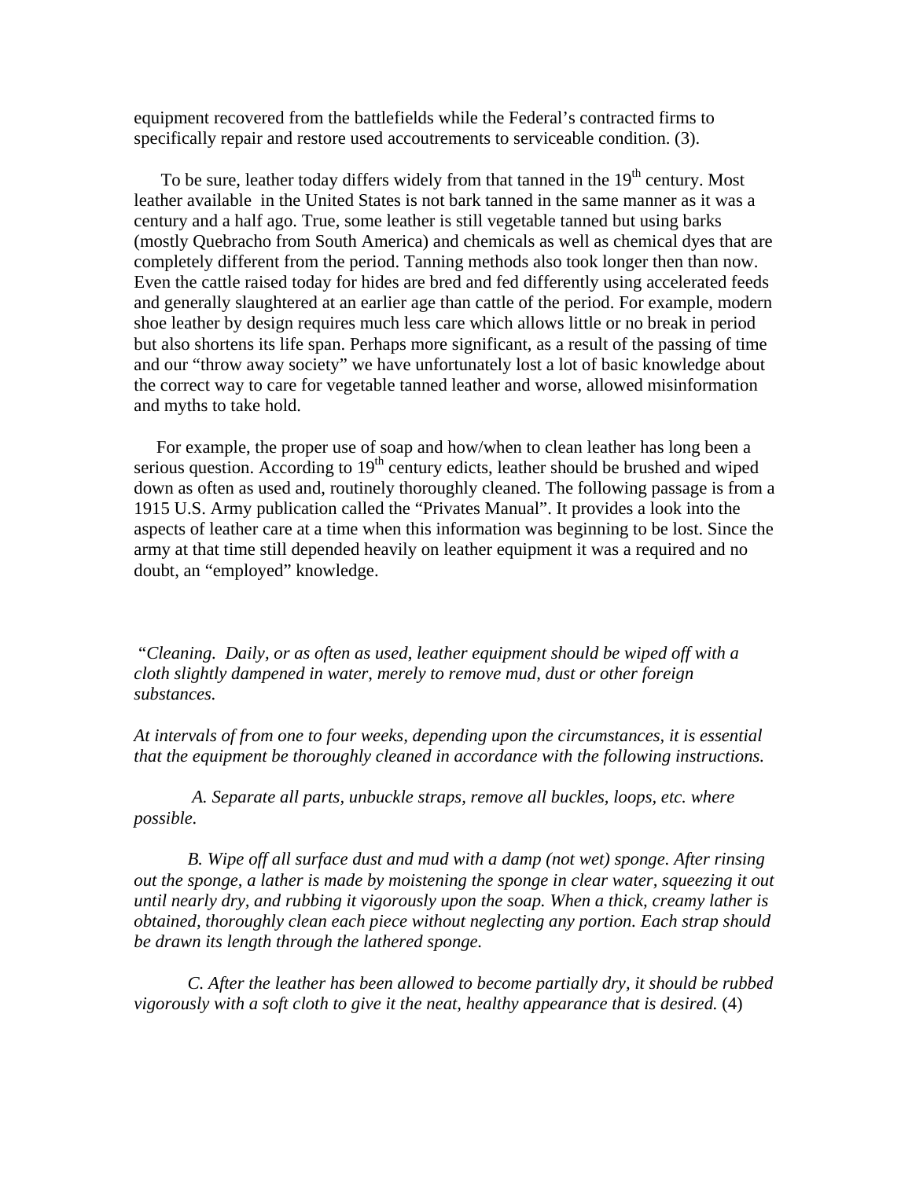equipment recovered from the battlefields while the Federal's contracted firms to specifically repair and restore used accoutrements to serviceable condition. (3).

To be sure, leather today differs widely from that tanned in the 19th century. Most leather available in the United States is not bark tanned in the same manner as it was a century and a half ago. True, some leather is still vegetable tanned but using barks (mostly Quebracho from South America) and chemicals as well as chemical dyes that are completely different from the period. Tanning methods also took longer then than now. Even the cattle raised today for hides are bred and fed differently using accelerated feeds and generally slaughtered at an earlier age than cattle of the period. For example, modern shoe leather by design requires much less care which allows little or no break in period but also shortens its life span. Perhaps more significant, as a result of the passing of time and our "throw away society" we have unfortunately lost a lot of basic knowledge about the correct way to care for vegetable tanned leather and worse, allowed misinformation and myths to take hold.

For example, the proper use of soap and how/when to clean leather has long been a serious question. According to 19th century edicts, leather should be brushed and wiped down as often as used and, routinely thoroughly cleaned. The following passage is from a 1915 U.S. Army publication called the "Privates Manual". It provides a look into the aspects of leather care at a time when this information was beginning to be lost. Since the army at that time still depended heavily on leather equipment it was a required and no doubt, an "employed" knowledge.

"*Cleaning. Daily, or as often as used, leather equipment should be wiped off with a cloth slightly dampened in water, merely to remove mud, dust or other foreign substances.*

*At intervals of from one to four weeks, depending upon the circumstances, it is essential that the equipment be thoroughly cleaned in accordance with the following instructions.*

*A. Separate all parts, unbuckle straps, remove all buckles, loops, etc. where possible.*

*B. Wipe off all surface dust and mud with a damp (not wet) sponge. After rinsing out the sponge, a lather is made by moistening the sponge in clear water, squeezing it out until nearly dry, and rubbing it vigorously upon the soap. When a thick, creamy lather is obtained, thoroughly clean each piece without neglecting any portion. Each strap should be drawn its length through the lathered sponge.*

*C. After the leather has been allowed to become partially dry, it should be rubbed vigorously with a soft cloth to give it the neat, healthy appearance that is desired.* (4)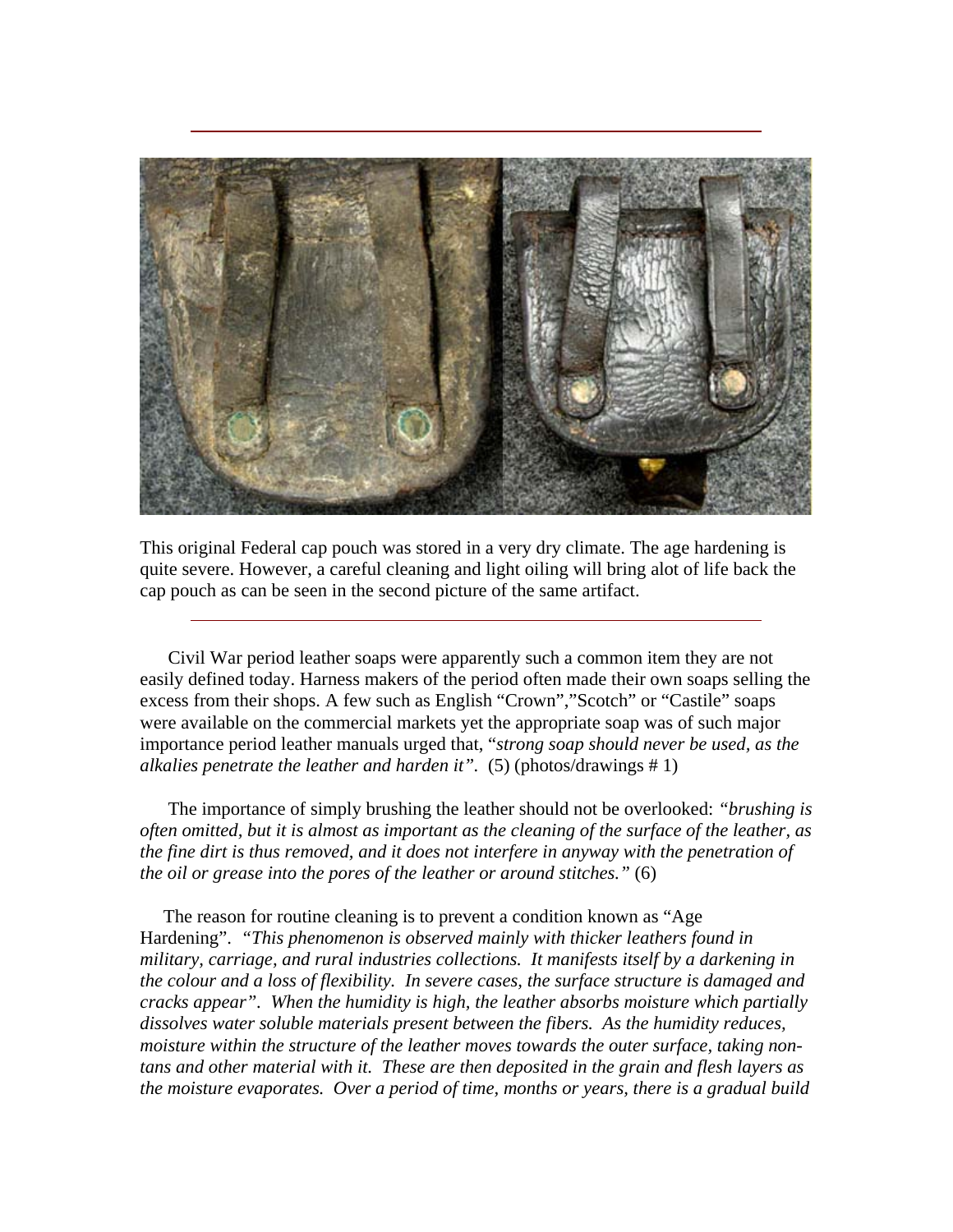This original Federal cap pouch was stored in a very dry climate. The age hardening is quite severe. However, a careful cleaning and light oiling will bring alot of life back the cap pouch as can be seen in the second picture of the same artifact.

---

Civil War period leather soaps were apparently such a common item they are not easily defined today. Harness makers of the period often made their own soaps selling the excess from their shops. A few such as English "Crown","Scotch" or "Castile" soaps were available on the commercial markets yet the appropriate soap was of such major importance period leather manuals urged that, "*strong soap should never be used, as the alkalies penetrate the leather and harden it".* (5) (photos/drawings # 1)

The importance of simply brushing the leather should not be overlooked: *"brushing is often omitted, but it is almost as important as the cleaning of the surface of the leather, as the fine dirt is thus removed, and it does not interfere in anyway with the penetration of the oil or grease into the pores of the leather or around stitches."* (6)

The reason for routine cleaning is to prevent a condition known as "Age Hardening". *"This phenomenon is observed mainly with thicker leathers found in military, carriage, and rural industries collections. It manifests itself by a darkening in the colour and a loss of flexibility. In severe cases, the surface structure is damaged and cracks appear". When the humidity is high, the leather absorbs moisture which partially dissolves water soluble materials present between the fibers. As the humidity reduces, moisture within the structure of the leather moves towards the outer surface, taking non-tans and other material with it. These are then deposited in the grain and flesh layers as the moisture evaporates. Over a period of time, months or years, there is a gradual build*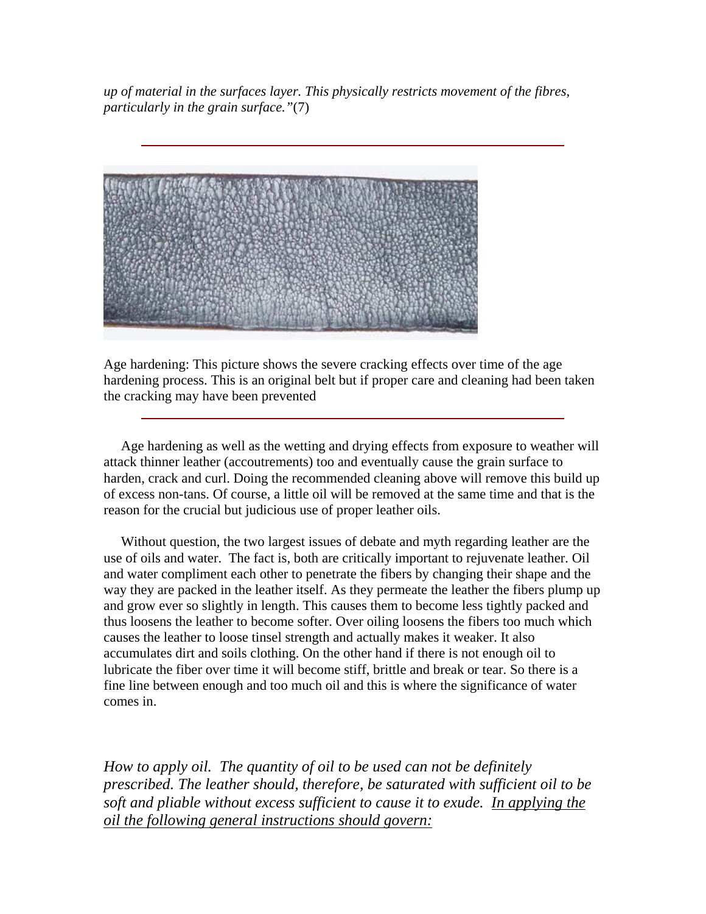*up of material in the surfaces layer. This physically restricts movement of the fibres, particularly in the grain surface."*(7)

---

Age hardening: This picture shows the severe cracking effects over time of the age hardening process. This is an original belt but if proper care and cleaning had been taken the cracking may have been prevented

---

Age hardening as well as the wetting and drying effects from exposure to weather will attack thinner leather (accoutrements) too and eventually cause the grain surface to harden, crack and curl. Doing the recommended cleaning above will remove this build up of excess non-tans. Of course, a little oil will be removed at the same time and that is the reason for the crucial but judicious use of proper leather oils.

Without question, the two largest issues of debate and myth regarding leather are the use of oils and water. The fact is, both are critically important to rejuvenate leather. Oil and water compliment each other to penetrate the fibers by changing their shape and the way they are packed in the leather itself. As they permeate the leather the fibers plump up and grow ever so slightly in length. This causes them to become less tightly packed and thus loosens the leather to become softer. Over oiling loosens the fibers too much which causes the leather to loose tinsel strength and actually makes it weaker. It also accumulates dirt and soils clothing. On the other hand if there is not enough oil to lubricate the fiber over time it will become stiff, brittle and break or tear. So there is a fine line between enough and too much oil and this is where the significance of water comes in.

*How to apply oil. The quantity of oil to be used can not be definitely prescribed. The leather should, therefore, be saturated with sufficient oil to be soft and pliable without excess sufficient to cause it to exude. <u>In applying the oil the following general instructions should govern:</u>*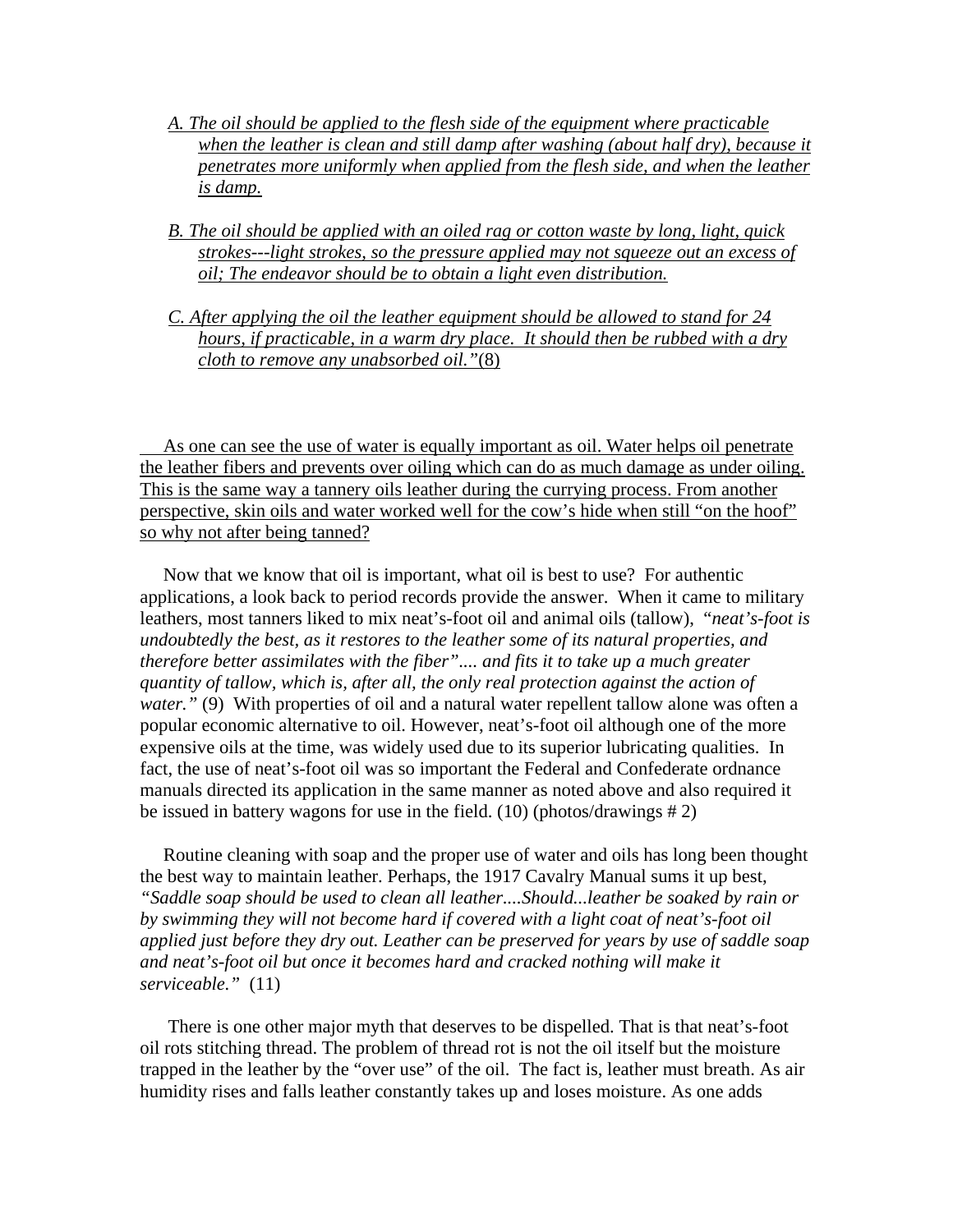*A. The oil should be applied to the flesh side of the equipment where practicable when the leather is clean and still damp after washing (about half dry), because it penetrates more uniformly when applied from the flesh side, and when the leather is damp.*

*B. The oil should be applied with an oiled rag or cotton waste by long, light, quick strokes---light strokes, so the pressure applied may not squeeze out an excess of oil; The endeavor should be to obtain a light even distribution.*

*C. After applying the oil the leather equipment should be allowed to stand for 24 hours, if practicable, in a warm dry place. It should then be rubbed with a dry cloth to remove any unabsorbed oil."*(8)

As one can see the use of water is equally important as oil. Water helps oil penetrate the leather fibers and prevents over oiling which can do as much damage as under oiling. This is the same way a tannery oils leather during the currying process. From another perspective, skin oils and water worked well for the cow's hide when still "on the hoof" so why not after being tanned?

Now that we know that oil is important, what oil is best to use? For authentic applications, a look back to period records provide the answer. When it came to military leathers, most tanners liked to mix neat's-foot oil and animal oils (tallow), *"neat's-foot is undoubtedly the best, as it restores to the leather some of its natural properties, and therefore better assimilates with the fiber".... and fits it to take up a much greater quantity of tallow, which is, after all, the only real protection against the action of water."* (9) With properties of oil and a natural water repellent tallow alone was often a popular economic alternative to oil. However, neat's-foot oil although one of the more expensive oils at the time, was widely used due to its superior lubricating qualities. In fact, the use of neat's-foot oil was so important the Federal and Confederate ordnance manuals directed its application in the same manner as noted above and also required it be issued in battery wagons for use in the field. (10) (photos/drawings # 2)

Routine cleaning with soap and the proper use of water and oils has long been thought the best way to maintain leather. Perhaps, the 1917 Cavalry Manual sums it up best, *"Saddle soap should be used to clean all leather....Should...leather be soaked by rain or by swimming they will not become hard if covered with a light coat of neat's-foot oil applied just before they dry out. Leather can be preserved for years by use of saddle soap and neat's-foot oil but once it becomes hard and cracked nothing will make it serviceable."* (11)

There is one other major myth that deserves to be dispelled. That is that neat's-foot oil rots stitching thread. The problem of thread rot is not the oil itself but the moisture trapped in the leather by the "over use" of the oil. The fact is, leather must breath. As air humidity rises and falls leather constantly takes up and loses moisture. As one adds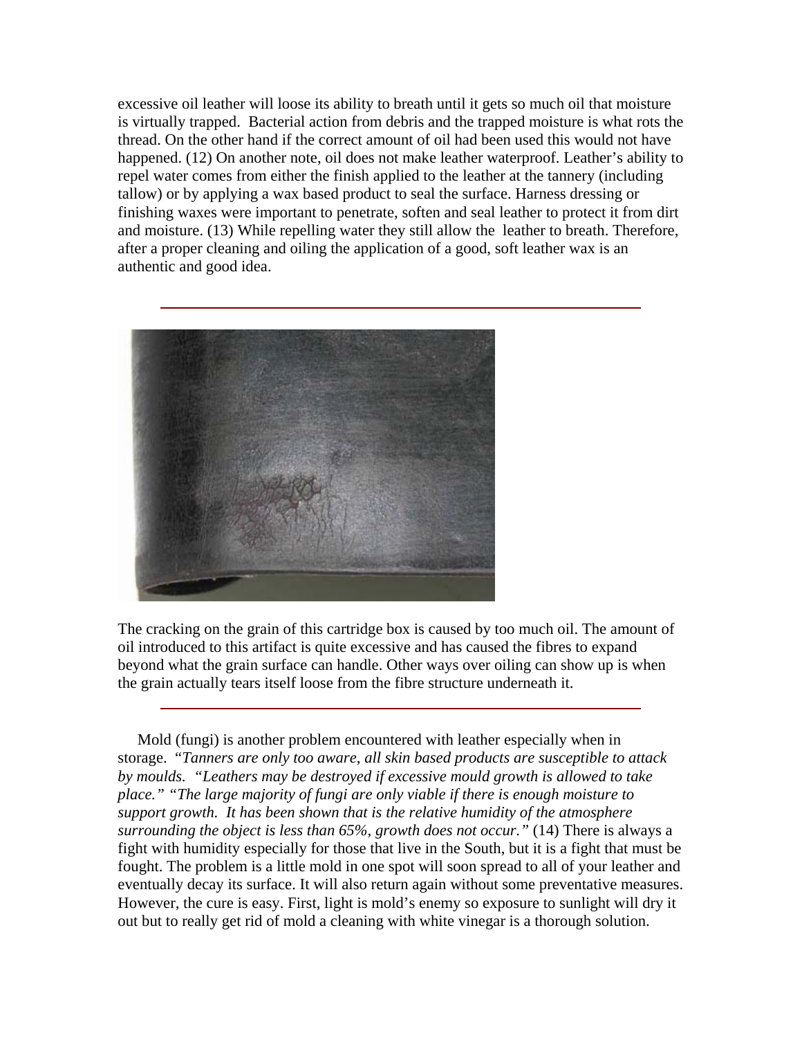excessive oil leather will loose its ability to breath until it gets so much oil that moisture is virtually trapped. Bacterial action from debris and the trapped moisture is what rots the thread. On the other hand if the correct amount of oil had been used this would not have happened. (12) On another note, oil does not make leather waterproof. Leather's ability to repel water comes from either the finish applied to the leather at the tannery (including tallow) or by applying a wax based product to seal the surface. Harness dressing or finishing waxes were important to penetrate, soften and seal leather to protect it from dirt and moisture. (13) While repelling water they still allow the leather to breath. Therefore, after a proper cleaning and oiling the application of a good, soft leather wax is an authentic and good idea.

---

The cracking on the grain of this cartridge box is caused by too much oil. The amount of oil introduced to this artifact is quite excessive and has caused the fibres to expand beyond what the grain surface can handle. Other ways over oiling can show up is when the grain actually tears itself loose from the fibre structure underneath it.

---

Mold (fungi) is another problem encountered with leather especially when in storage. *"Tanners are only too aware, all skin based products are susceptible to attack by moulds. "Leathers may be destroyed if excessive mould growth is allowed to take place." "The large majority of fungi are only viable if there is enough moisture to support growth. It has been shown that is the relative humidity of the atmosphere surrounding the object is less than 65%, growth does not occur."* (14) There is always a fight with humidity especially for those that live in the South, but it is a fight that must be fought. The problem is a little mold in one spot will soon spread to all of your leather and eventually decay its surface. It will also return again without some preventative measures. However, the cure is easy. First, light is mold's enemy so exposure to sunlight will dry it out but to really get rid of mold a cleaning with white vinegar is a thorough solution.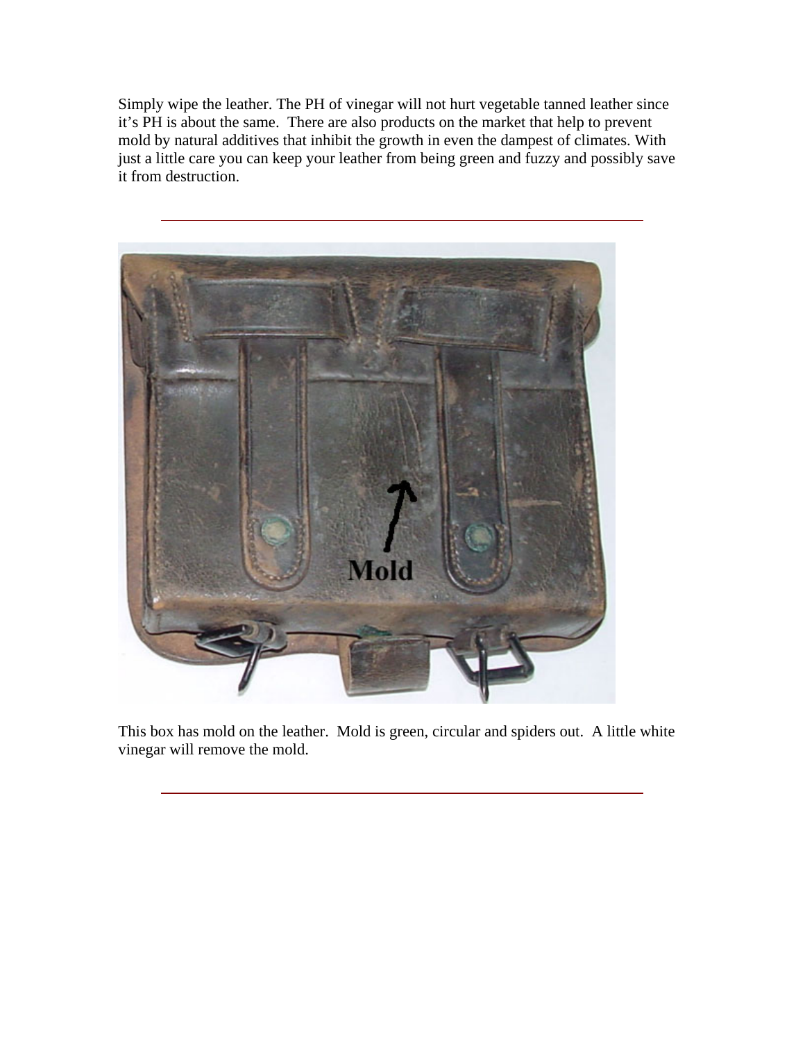Simply wipe the leather. The PH of vinegar will not hurt vegetable tanned leather since it's PH is about the same. There are also products on the market that help to prevent mold by natural additives that inhibit the growth in even the dampest of climates. With just a little care you can keep your leather from being green and fuzzy and possibly save it from destruction.

---

This box has mold on the leather. Mold is green, circular and spiders out. A little white vinegar will remove the mold.

---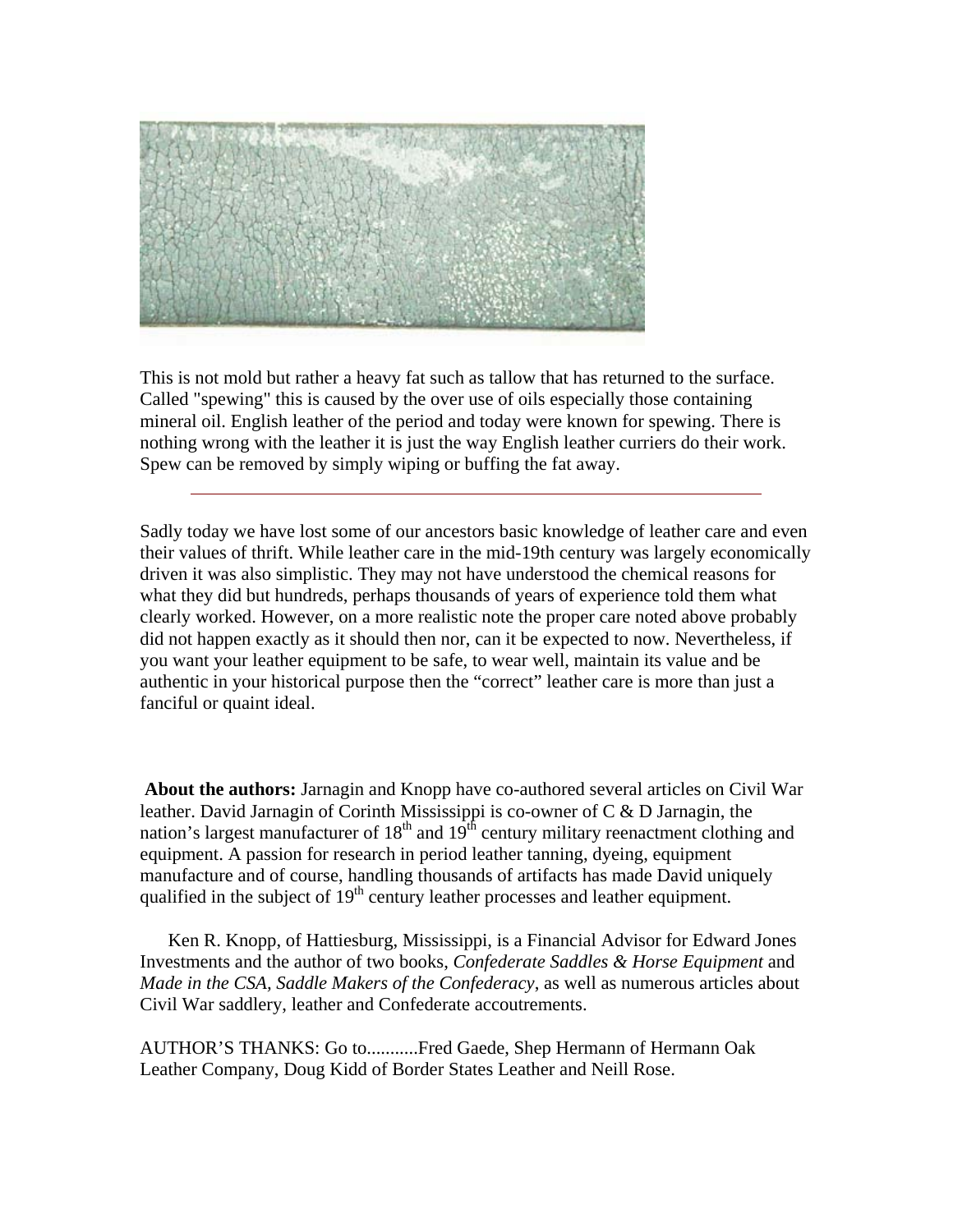This is not mold but rather a heavy fat such as tallow that has returned to the surface. Called "spewing" this is caused by the over use of oils especially those containing mineral oil. English leather of the period and today were known for spewing. There is nothing wrong with the leather it is just the way English leather curriers do their work. Spew can be removed by simply wiping or buffing the fat away.

---

Sadly today we have lost some of our ancestors basic knowledge of leather care and even their values of thrift. While leather care in the mid-19th century was largely economically driven it was also simplistic. They may not have understood the chemical reasons for what they did but hundreds, perhaps thousands of years of experience told them what clearly worked. However, on a more realistic note the proper care noted above probably did not happen exactly as it should then nor, can it be expected to now. Nevertheless, if you want your leather equipment to be safe, to wear well, maintain its value and be authentic in your historical purpose then the "correct" leather care is more than just a fanciful or quaint ideal.

**About the authors:** Jarnagin and Knopp have co-authored several articles on Civil War leather. David Jarnagin of Corinth Mississippi is co-owner of C & D Jarnagin, the nation's largest manufacturer of 18th and 19th century military reenactment clothing and equipment. A passion for research in period leather tanning, dyeing, equipment manufacture and of course, handling thousands of artifacts has made David uniquely qualified in the subject of 19th century leather processes and leather equipment.

Ken R. Knopp, of Hattiesburg, Mississippi, is a Financial Advisor for Edward Jones Investments and the author of two books, *Confederate Saddles & Horse Equipment* and *Made in the CSA, Saddle Makers of the Confederacy,* as well as numerous articles about Civil War saddlery, leather and Confederate accoutrements.

AUTHOR'S THANKS: Go to...........Fred Gaede, Shep Hermann of Hermann Oak Leather Company, Doug Kidd of Border States Leather and Neill Rose.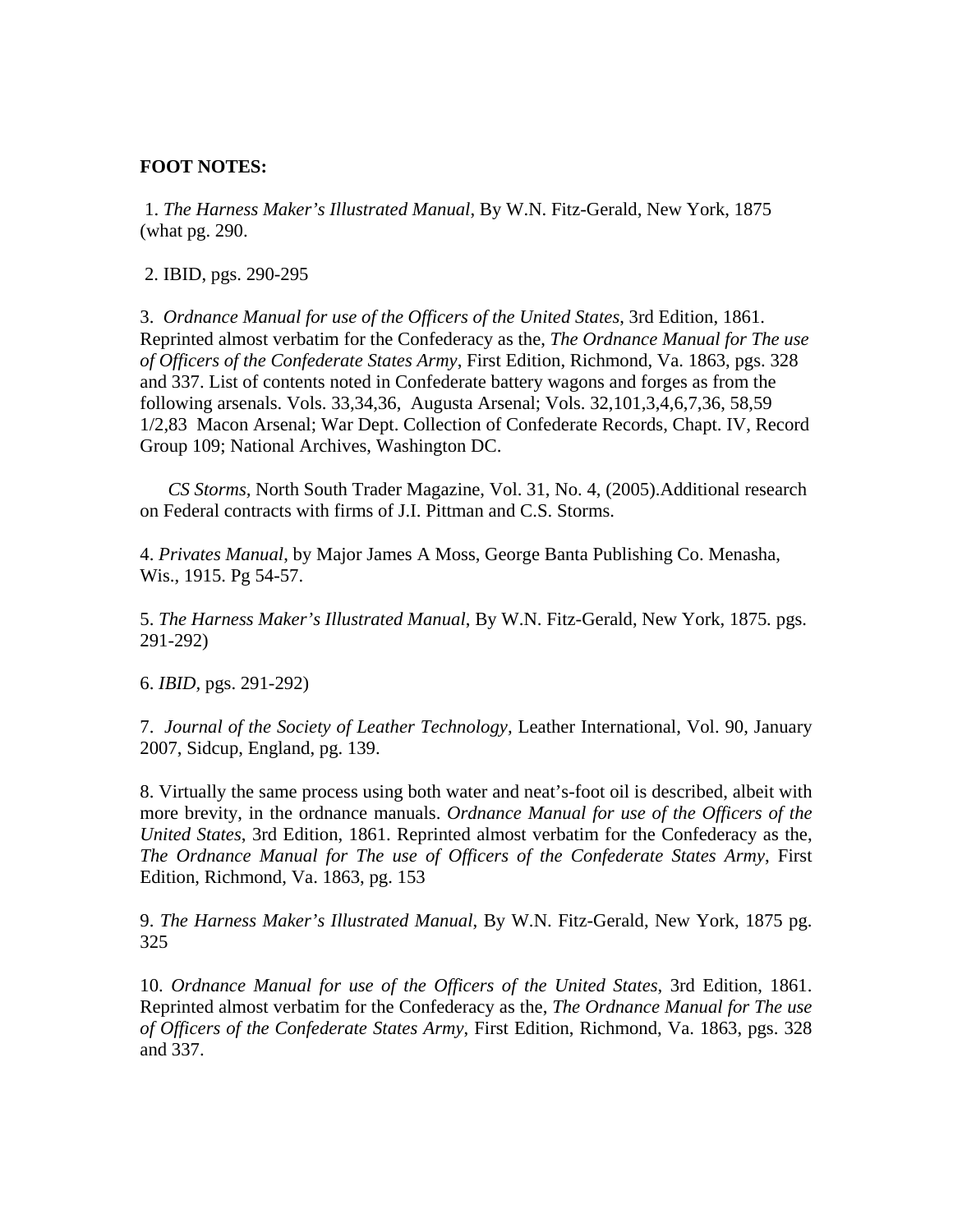**FOOT NOTES:**

1. *The Harness Maker's Illustrated Manual*, By W.N. Fitz-Gerald, New York, 1875 (what pg. 290.

2. IBID, pgs. 290-295

3. *Ordnance Manual for use of the Officers of the United States*, 3rd Edition, 1861. Reprinted almost verbatim for the Confederacy as the, *The Ordnance Manual for The use of Officers of the Confederate States Army*, First Edition, Richmond, Va. 1863, pgs. 328 and 337. List of contents noted in Confederate battery wagons and forges as from the following arsenals. Vols. 33,34,36, Augusta Arsenal; Vols. 32,101,3,4,6,7,36, 58,59 1/2,83 Macon Arsenal; War Dept. Collection of Confederate Records, Chapt. IV, Record Group 109; National Archives, Washington DC.

*CS Storms,* North South Trader Magazine, Vol. 31, No. 4, (2005).Additional research on Federal contracts with firms of J.I. Pittman and C.S. Storms.

4. *Privates Manual*, by Major James A Moss, George Banta Publishing Co. Menasha, Wis., 1915. Pg 54-57.

5. *The Harness Maker's Illustrated Manual*, By W.N. Fitz-Gerald, New York, 1875. pgs. 291-292)

6. *IBID*, pgs. 291-292)

7. *Journal of the Society of Leather Technology,* Leather International, Vol. 90, January 2007, Sidcup, England, pg. 139.

8. Virtually the same process using both water and neat's-foot oil is described, albeit with more brevity, in the ordnance manuals. *Ordnance Manual for use of the Officers of the United States*, 3rd Edition, 1861. Reprinted almost verbatim for the Confederacy as the, *The Ordnance Manual for The use of Officers of the Confederate States Army*, First Edition, Richmond, Va. 1863, pg. 153

9. *The Harness Maker's Illustrated Manual*, By W.N. Fitz-Gerald, New York, 1875 pg. 325

10. *Ordnance Manual for use of the Officers of the United States*, 3rd Edition, 1861. Reprinted almost verbatim for the Confederacy as the, *The Ordnance Manual for The use of Officers of the Confederate States Army*, First Edition, Richmond, Va. 1863, pgs. 328 and 337.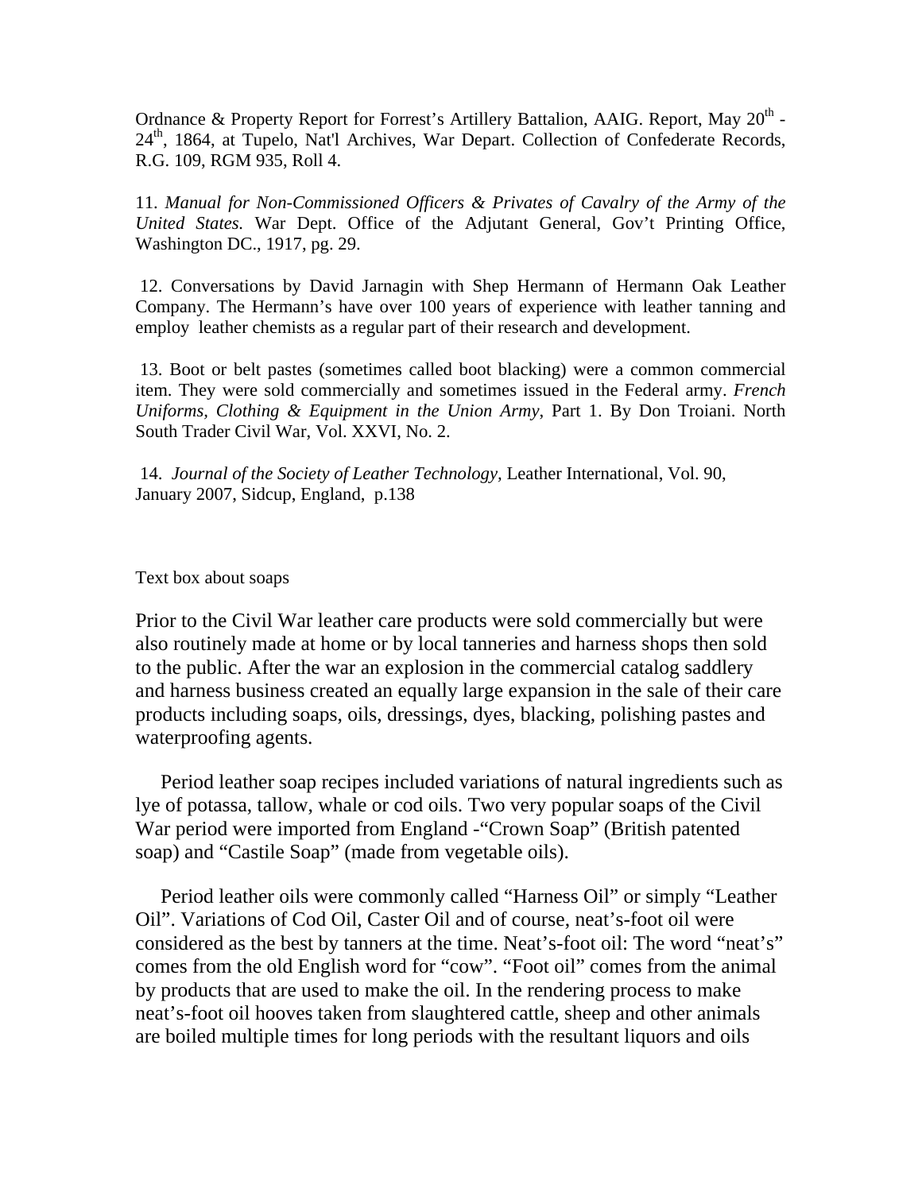Ordnance & Property Report for Forrest's Artillery Battalion, AAIG. Report, May 20th - 24th, 1864, at Tupelo, Nat'l Archives, War Depart. Collection of Confederate Records, R.G. 109, RGM 935, Roll 4.

11. *Manual for Non-Commissioned Officers & Privates of Cavalry of the Army of the United States.* War Dept. Office of the Adjutant General, Gov't Printing Office, Washington DC., 1917, pg. 29.

12. Conversations by David Jarnagin with Shep Hermann of Hermann Oak Leather Company. The Hermann's have over 100 years of experience with leather tanning and employ leather chemists as a regular part of their research and development.

13. Boot or belt pastes (sometimes called boot blacking) were a common commercial item. They were sold commercially and sometimes issued in the Federal army. *French Uniforms, Clothing & Equipment in the Union Army*, Part 1. By Don Troiani. North South Trader Civil War, Vol. XXVI, No. 2.

14. *Journal of the Society of Leather Technology*, Leather International, Vol. 90, January 2007, Sidcup, England, p.138

Text box about soaps

Prior to the Civil War leather care products were sold commercially but were also routinely made at home or by local tanneries and harness shops then sold to the public. After the war an explosion in the commercial catalog saddlery and harness business created an equally large expansion in the sale of their care products including soaps, oils, dressings, dyes, blacking, polishing pastes and waterproofing agents.

Period leather soap recipes included variations of natural ingredients such as lye of potassa, tallow, whale or cod oils. Two very popular soaps of the Civil War period were imported from England -"Crown Soap" (British patented soap) and "Castile Soap" (made from vegetable oils).

Period leather oils were commonly called "Harness Oil" or simply "Leather Oil". Variations of Cod Oil, Caster Oil and of course, neat's-foot oil were considered as the best by tanners at the time. Neat's-foot oil: The word "neat's" comes from the old English word for "cow". "Foot oil" comes from the animal by products that are used to make the oil. In the rendering process to make neat's-foot oil hooves taken from slaughtered cattle, sheep and other animals are boiled multiple times for long periods with the resultant liquors and oils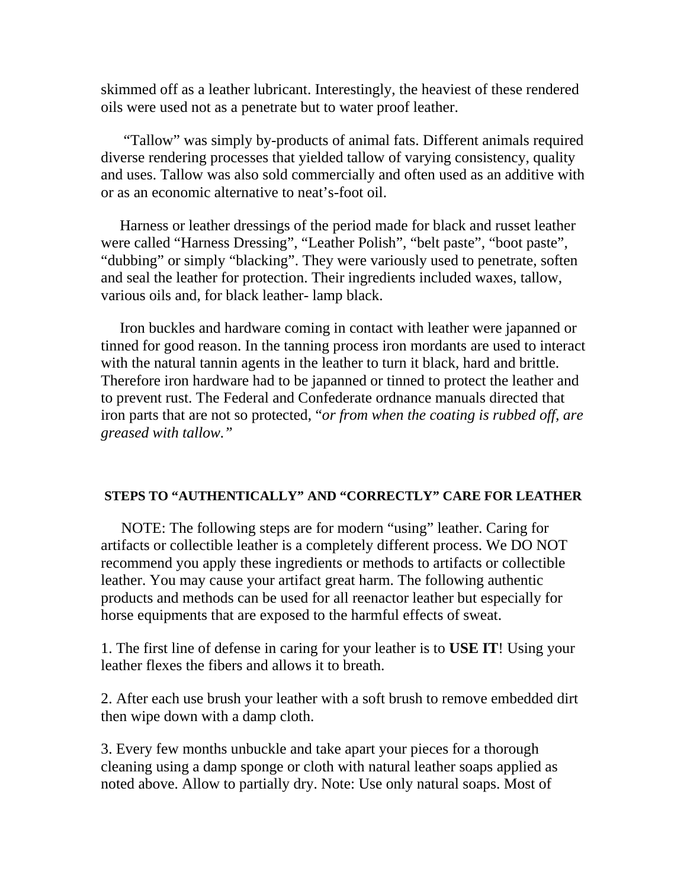skimmed off as a leather lubricant. Interestingly, the heaviest of these rendered oils were used not as a penetrate but to water proof leather.

"Tallow" was simply by-products of animal fats. Different animals required diverse rendering processes that yielded tallow of varying consistency, quality and uses. Tallow was also sold commercially and often used as an additive with or as an economic alternative to neat's-foot oil.

Harness or leather dressings of the period made for black and russet leather were called "Harness Dressing", "Leather Polish", "belt paste", "boot paste", "dubbing" or simply "blacking". They were variously used to penetrate, soften and seal the leather for protection. Their ingredients included waxes, tallow, various oils and, for black leather- lamp black.

Iron buckles and hardware coming in contact with leather were japanned or tinned for good reason. In the tanning process iron mordants are used to interact with the natural tannin agents in the leather to turn it black, hard and brittle. Therefore iron hardware had to be japanned or tinned to protect the leather and to prevent rust. The Federal and Confederate ordnance manuals directed that iron parts that are not so protected, "*or from when the coating is rubbed off, are greased with tallow.*"

### STEPS TO "AUTHENTICALLY" AND "CORRECTLY" CARE FOR LEATHER

NOTE: The following steps are for modern "using" leather. Caring for artifacts or collectible leather is a completely different process. We DO NOT recommend you apply these ingredients or methods to artifacts or collectible leather. You may cause your artifact great harm. The following authentic products and methods can be used for all reenactor leather but especially for horse equipments that are exposed to the harmful effects of sweat.

1. The first line of defense in caring for your leather is to **USE IT**! Using your leather flexes the fibers and allows it to breath.

2. After each use brush your leather with a soft brush to remove embedded dirt then wipe down with a damp cloth.

3. Every few months unbuckle and take apart your pieces for a thorough cleaning using a damp sponge or cloth with natural leather soaps applied as noted above. Allow to partially dry. Note: Use only natural soaps. Most of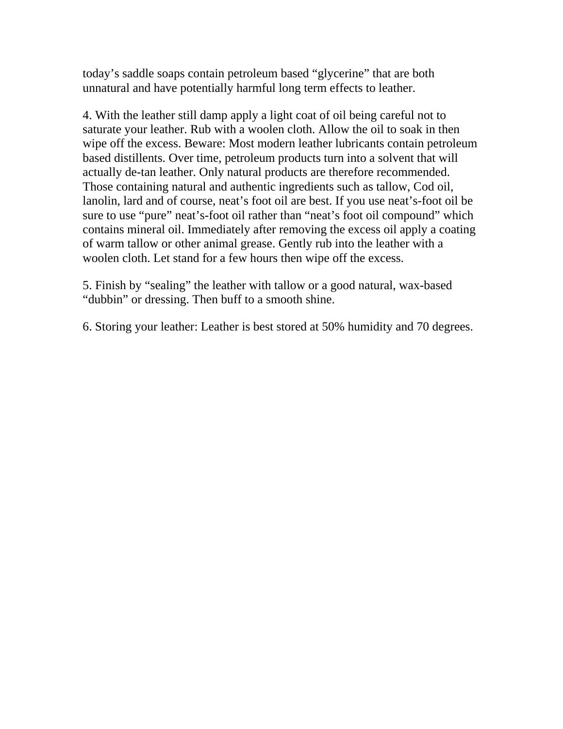today's saddle soaps contain petroleum based "glycerine" that are both unnatural and have potentially harmful long term effects to leather.

4. With the leather still damp apply a light coat of oil being careful not to saturate your leather. Rub with a woolen cloth. Allow the oil to soak in then wipe off the excess. Beware: Most modern leather lubricants contain petroleum based distillents. Over time, petroleum products turn into a solvent that will actually de-tan leather. Only natural products are therefore recommended. Those containing natural and authentic ingredients such as tallow, Cod oil, lanolin, lard and of course, neat's foot oil are best. If you use neat's-foot oil be sure to use "pure" neat's-foot oil rather than "neat's foot oil compound" which contains mineral oil. Immediately after removing the excess oil apply a coating of warm tallow or other animal grease. Gently rub into the leather with a woolen cloth. Let stand for a few hours then wipe off the excess.

5. Finish by "sealing" the leather with tallow or a good natural, wax-based "dubbin" or dressing. Then buff to a smooth shine.

6. Storing your leather: Leather is best stored at 50% humidity and 70 degrees.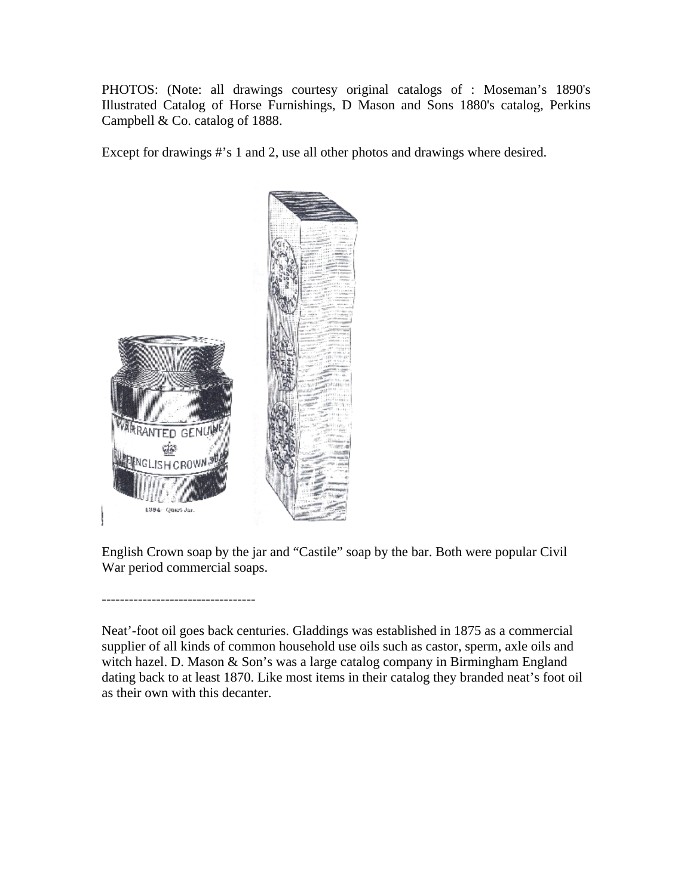PHOTOS: (Note: all drawings courtesy original catalogs of : Moseman's 1890's Illustrated Catalog of Horse Furnishings, D Mason and Sons 1880's catalog, Perkins Campbell & Co. catalog of 1888.

Except for drawings #'s 1 and 2, use all other photos and drawings where desired.

English Crown soap by the jar and "Castile" soap by the bar. Both were popular Civil War period commercial soaps.

----------------------------------

Neat'-foot oil goes back centuries. Gladdings was established in 1875 as a commercial supplier of all kinds of common household use oils such as castor, sperm, axle oils and witch hazel. D. Mason & Son's was a large catalog company in Birmingham England dating back to at least 1870. Like most items in their catalog they branded neat's foot oil as their own with this decanter.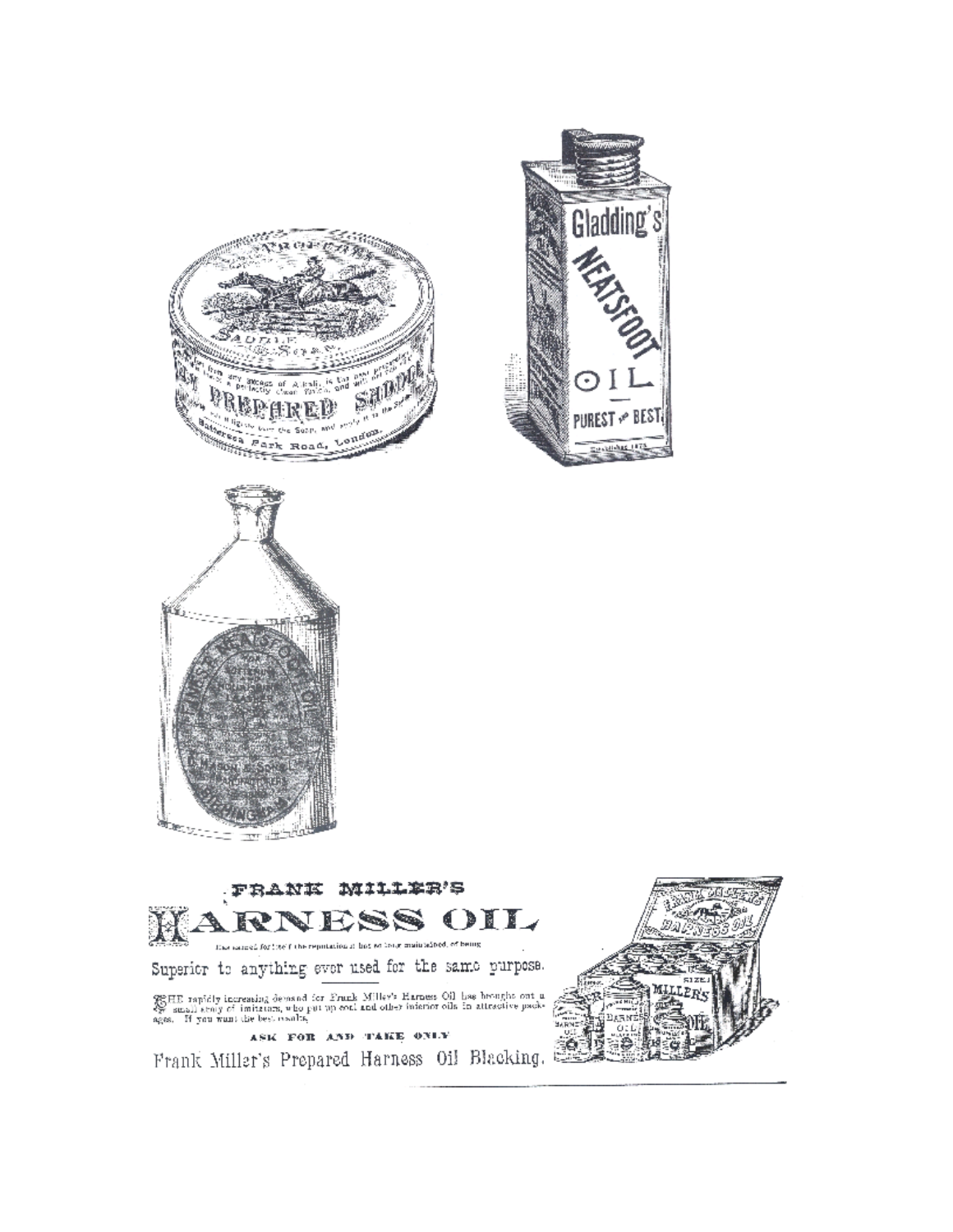FRANK MILLER'S

# HARNESS OIL

Has earned for itself the reputation it has so long maintained, of being

Superior to anything ever used for the same purpose.

THE rapidly increasing demand for Frank Miller's Harness Oil has brought out a small army of imitators, who put up cod and other inferior oils in attractive packages. If you want the best results,

ASK FOR AND TAKE ONLY

Frank Miller's Prepared Harness Oil Blacking.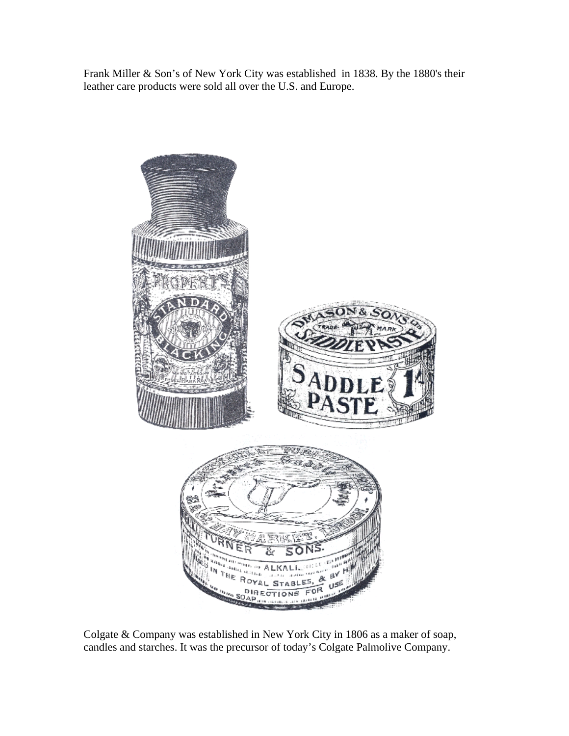Frank Miller & Son's of New York City was established in 1838. By the 1880's their leather care products were sold all over the U.S. and Europe.

Colgate & Company was established in New York City in 1806 as a maker of soap, candles and starches. It was the precursor of today's Colgate Palmolive Company.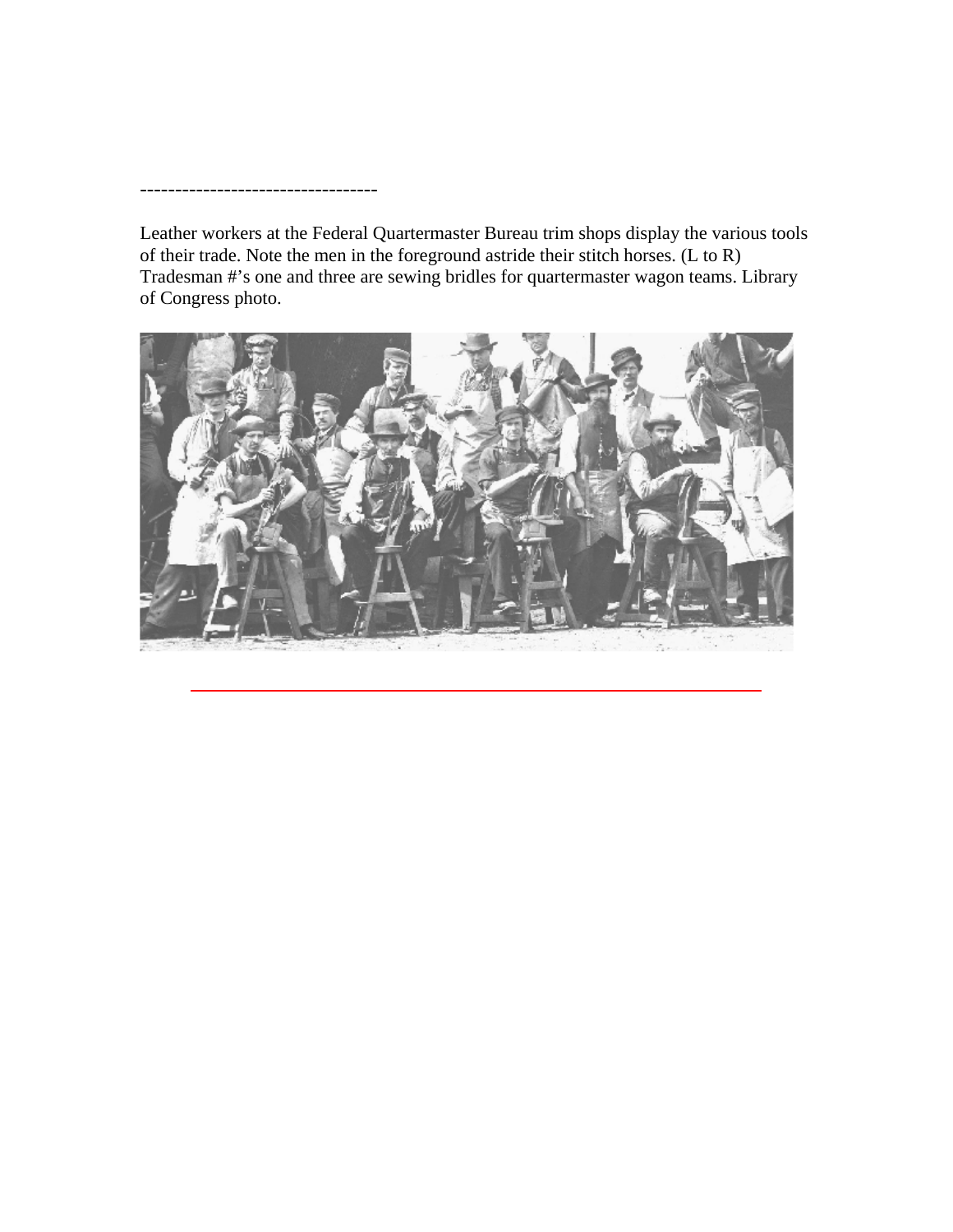----------------------------------

Leather workers at the Federal Quartermaster Bureau trim shops display the various tools of their trade. Note the men in the foreground astride their stitch horses. (L to R) Tradesman #'s one and three are sewing bridles for quartermaster wagon teams. Library of Congress photo.